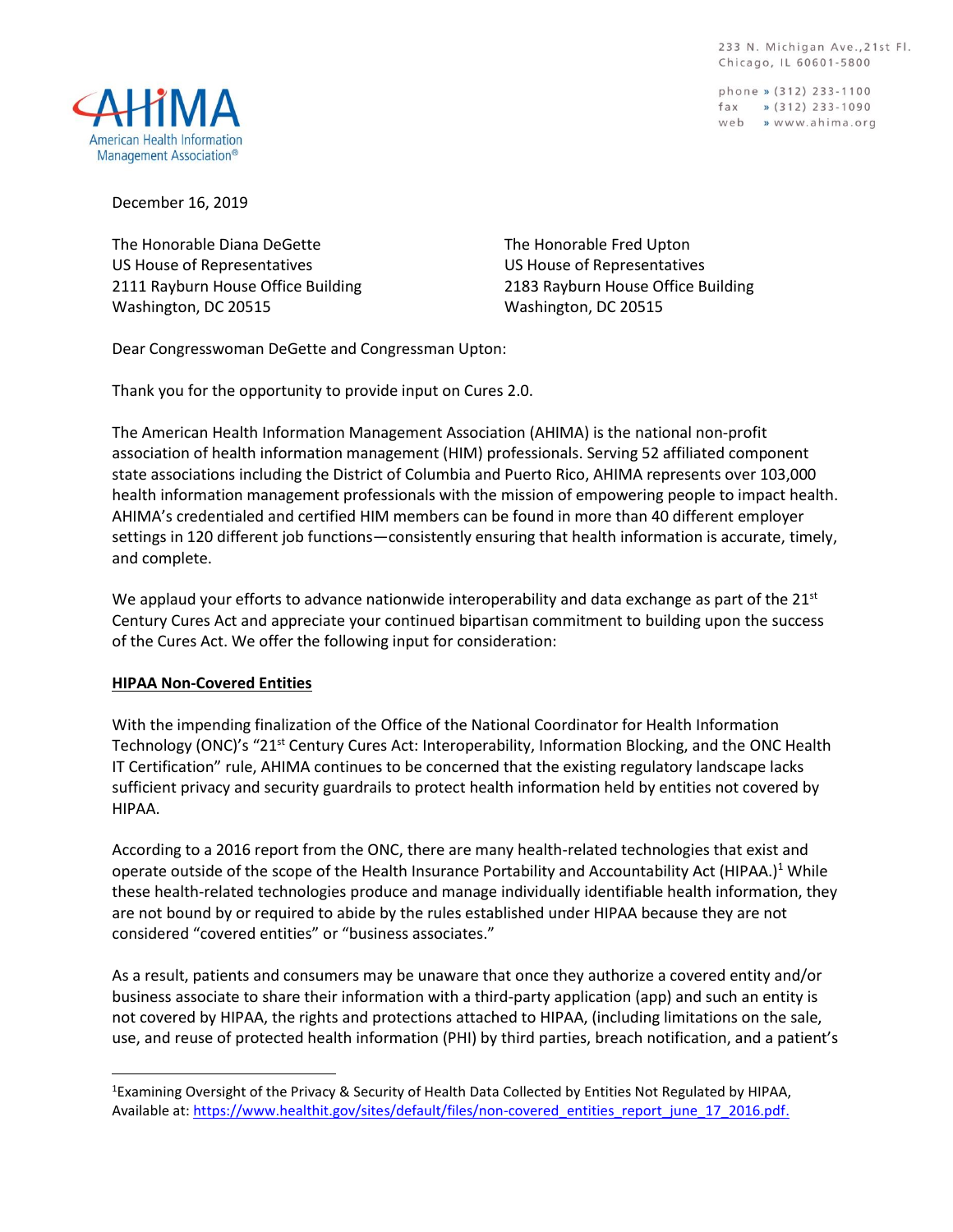233 N. Michigan Ave., 21st Fl.
Chicago, IL 60601-5800

phone » (312) 233-1100
fax » (312) 233-1090
web » www.ahima.org

AHIMA
American Health Information Management Association®

December 16, 2019

The Honorable Diana DeGette
US House of Representatives
2111 Rayburn House Office Building
Washington, DC 20515

The Honorable Fred Upton
US House of Representatives
2183 Rayburn House Office Building
Washington, DC 20515

Dear Congresswoman DeGette and Congressman Upton:

Thank you for the opportunity to provide input on Cures 2.0.

The American Health Information Management Association (AHIMA) is the national non-profit association of health information management (HIM) professionals. Serving 52 affiliated component state associations including the District of Columbia and Puerto Rico, AHIMA represents over 103,000 health information management professionals with the mission of empowering people to impact health. AHIMA's credentialed and certified HIM members can be found in more than 40 different employer settings in 120 different job functions—consistently ensuring that health information is accurate, timely, and complete.

We applaud your efforts to advance nationwide interoperability and data exchange as part of the 21st Century Cures Act and appreciate your continued bipartisan commitment to building upon the success of the Cures Act. We offer the following input for consideration:

**HIPAA Non-Covered Entities**

With the impending finalization of the Office of the National Coordinator for Health Information Technology (ONC)'s "21st Century Cures Act: Interoperability, Information Blocking, and the ONC Health IT Certification" rule, AHIMA continues to be concerned that the existing regulatory landscape lacks sufficient privacy and security guardrails to protect health information held by entities not covered by HIPAA.

According to a 2016 report from the ONC, there are many health-related technologies that exist and operate outside of the scope of the Health Insurance Portability and Accountability Act (HIPAA.)[1] While these health-related technologies produce and manage individually identifiable health information, they are not bound by or required to abide by the rules established under HIPAA because they are not considered "covered entities" or "business associates."

As a result, patients and consumers may be unaware that once they authorize a covered entity and/or business associate to share their information with a third-party application (app) and such an entity is not covered by HIPAA, the rights and protections attached to HIPAA, (including limitations on the sale, use, and reuse of protected health information (PHI) by third parties, breach notification, and a patient's

---

[1] Examining Oversight of the Privacy & Security of Health Data Collected by Entities Not Regulated by HIPAA, Available at: https://www.healthit.gov/sites/default/files/non-covered_entities_report_june_17_2016.pdf.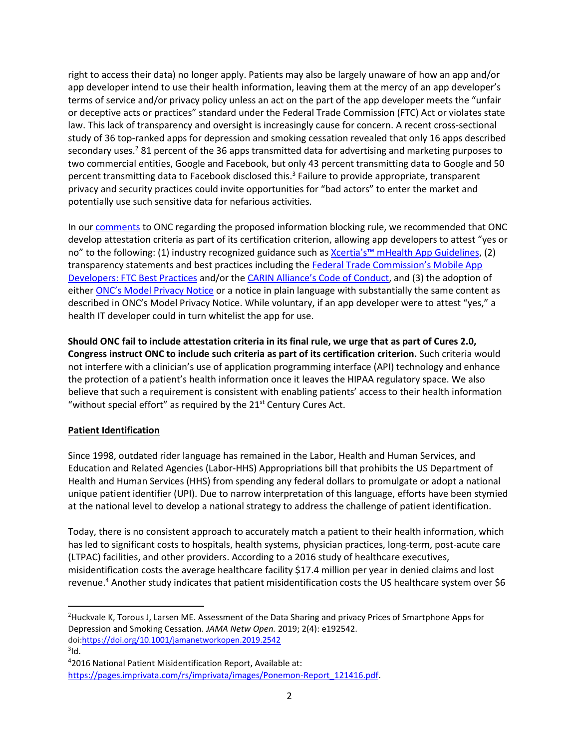right to access their data) no longer apply. Patients may also be largely unaware of how an app and/or app developer intend to use their health information, leaving them at the mercy of an app developer's terms of service and/or privacy policy unless an act on the part of the app developer meets the "unfair or deceptive acts or practices" standard under the Federal Trade Commission (FTC) Act or violates state law. This lack of transparency and oversight is increasingly cause for concern. A recent cross-sectional study of 36 top-ranked apps for depression and smoking cessation revealed that only 16 apps described secondary uses.[2] 81 percent of the 36 apps transmitted data for advertising and marketing purposes to two commercial entities, Google and Facebook, but only 43 percent transmitting data to Google and 50 percent transmitting data to Facebook disclosed this.[3] Failure to provide appropriate, transparent privacy and security practices could invite opportunities for "bad actors" to enter the market and potentially use such sensitive data for nefarious activities.

In our comments to ONC regarding the proposed information blocking rule, we recommended that ONC develop attestation criteria as part of its certification criterion, allowing app developers to attest "yes or no" to the following: (1) industry recognized guidance such as Xcertia's™ mHealth App Guidelines, (2) transparency statements and best practices including the Federal Trade Commission's Mobile App Developers: FTC Best Practices and/or the CARIN Alliance's Code of Conduct, and (3) the adoption of either ONC's Model Privacy Notice or a notice in plain language with substantially the same content as described in ONC's Model Privacy Notice. While voluntary, if an app developer were to attest "yes," a health IT developer could in turn whitelist the app for use.

**Should ONC fail to include attestation criteria in its final rule, we urge that as part of Cures 2.0, Congress instruct ONC to include such criteria as part of its certification criterion.** Such criteria would not interfere with a clinician's use of application programming interface (API) technology and enhance the protection of a patient's health information once it leaves the HIPAA regulatory space. We also believe that such a requirement is consistent with enabling patients' access to their health information "without special effort" as required by the 21st Century Cures Act.

## Patient Identification

Since 1998, outdated rider language has remained in the Labor, Health and Human Services, and Education and Related Agencies (Labor-HHS) Appropriations bill that prohibits the US Department of Health and Human Services (HHS) from spending any federal dollars to promulgate or adopt a national unique patient identifier (UPI). Due to narrow interpretation of this language, efforts have been stymied at the national level to develop a national strategy to address the challenge of patient identification.

Today, there is no consistent approach to accurately match a patient to their health information, which has led to significant costs to hospitals, health systems, physician practices, long-term, post-acute care (LTPAC) facilities, and other providers. According to a 2016 study of healthcare executives, misidentification costs the average healthcare facility $17.4 million per year in denied claims and lost revenue.[4] Another study indicates that patient misidentification costs the US healthcare system over $6

---

[2] Huckvale K, Torous J, Larsen ME. Assessment of the Data Sharing and privacy Prices of Smartphone Apps for Depression and Smoking Cessation. *JAMA Netw Open.* 2019; 2(4): e192542. doi:https://doi.org/10.1001/jamanetworkopen.2019.2542

[3] Id.

[4] 2016 National Patient Misidentification Report, Available at: https://pages.imprivata.com/rs/imprivata/images/Ponemon-Report_121416.pdf.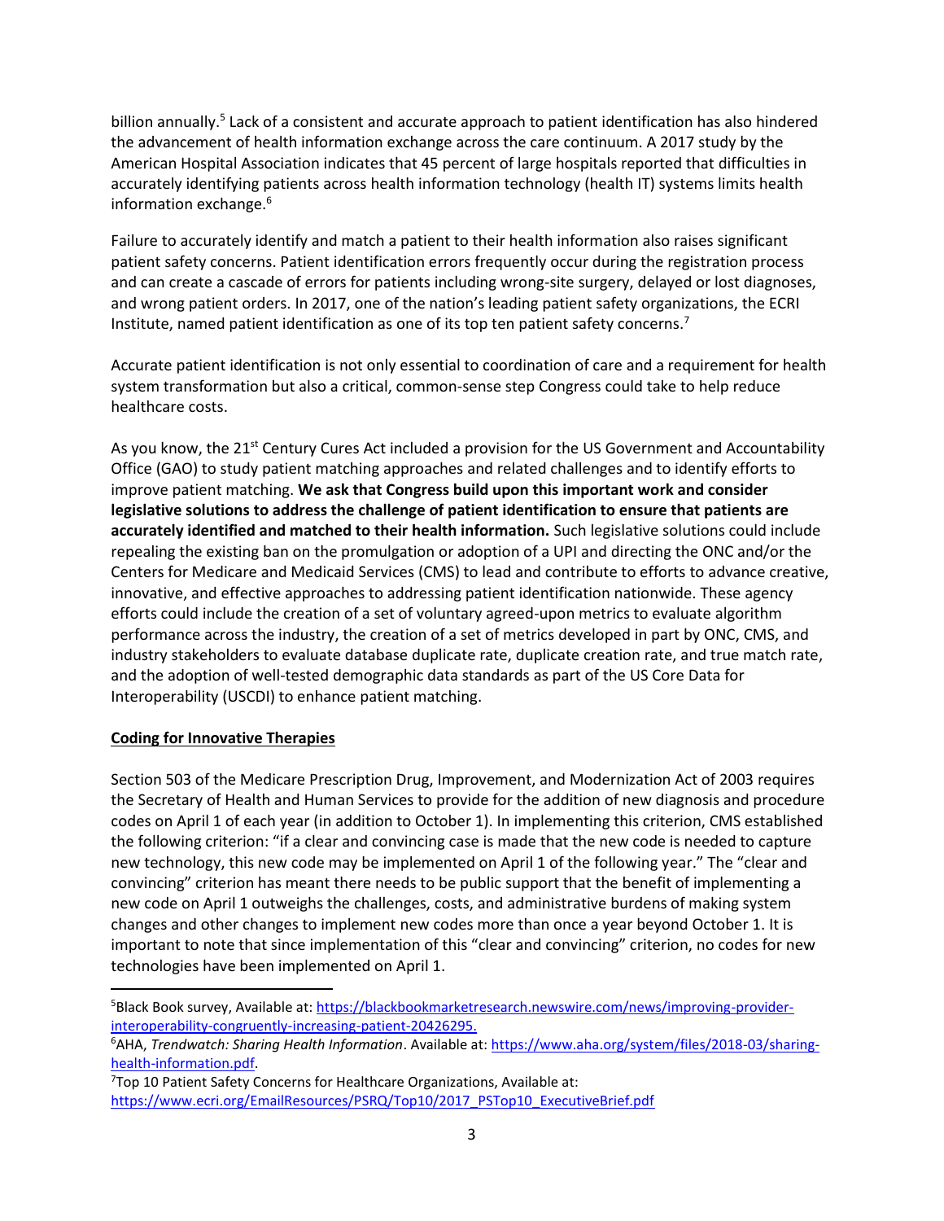billion annually.[5] Lack of a consistent and accurate approach to patient identification has also hindered the advancement of health information exchange across the care continuum. A 2017 study by the American Hospital Association indicates that 45 percent of large hospitals reported that difficulties in accurately identifying patients across health information technology (health IT) systems limits health information exchange.[6]

Failure to accurately identify and match a patient to their health information also raises significant patient safety concerns. Patient identification errors frequently occur during the registration process and can create a cascade of errors for patients including wrong-site surgery, delayed or lost diagnoses, and wrong patient orders. In 2017, one of the nation's leading patient safety organizations, the ECRI Institute, named patient identification as one of its top ten patient safety concerns.[7]

Accurate patient identification is not only essential to coordination of care and a requirement for health system transformation but also a critical, common-sense step Congress could take to help reduce healthcare costs.

As you know, the 21st Century Cures Act included a provision for the US Government and Accountability Office (GAO) to study patient matching approaches and related challenges and to identify efforts to improve patient matching. **We ask that Congress build upon this important work and consider legislative solutions to address the challenge of patient identification to ensure that patients are accurately identified and matched to their health information.** Such legislative solutions could include repealing the existing ban on the promulgation or adoption of a UPI and directing the ONC and/or the Centers for Medicare and Medicaid Services (CMS) to lead and contribute to efforts to advance creative, innovative, and effective approaches to addressing patient identification nationwide. These agency efforts could include the creation of a set of voluntary agreed-upon metrics to evaluate algorithm performance across the industry, the creation of a set of metrics developed in part by ONC, CMS, and industry stakeholders to evaluate database duplicate rate, duplicate creation rate, and true match rate, and the adoption of well-tested demographic data standards as part of the US Core Data for Interoperability (USCDI) to enhance patient matching.

## Coding for Innovative Therapies

Section 503 of the Medicare Prescription Drug, Improvement, and Modernization Act of 2003 requires the Secretary of Health and Human Services to provide for the addition of new diagnosis and procedure codes on April 1 of each year (in addition to October 1). In implementing this criterion, CMS established the following criterion: "if a clear and convincing case is made that the new code is needed to capture new technology, this new code may be implemented on April 1 of the following year." The "clear and convincing" criterion has meant there needs to be public support that the benefit of implementing a new code on April 1 outweighs the challenges, costs, and administrative burdens of making system changes and other changes to implement new codes more than once a year beyond October 1. It is important to note that since implementation of this "clear and convincing" criterion, no codes for new technologies have been implemented on April 1.

---

[5] Black Book survey, Available at: https://blackbookmarketresearch.newswire.com/news/improving-provider-interoperability-congruently-increasing-patient-20426295.

[6] AHA, *Trendwatch: Sharing Health Information*. Available at: https://www.aha.org/system/files/2018-03/sharing-health-information.pdf.

[7] Top 10 Patient Safety Concerns for Healthcare Organizations, Available at: https://www.ecri.org/EmailResources/PSRQ/Top10/2017_PSTop10_ExecutiveBrief.pdf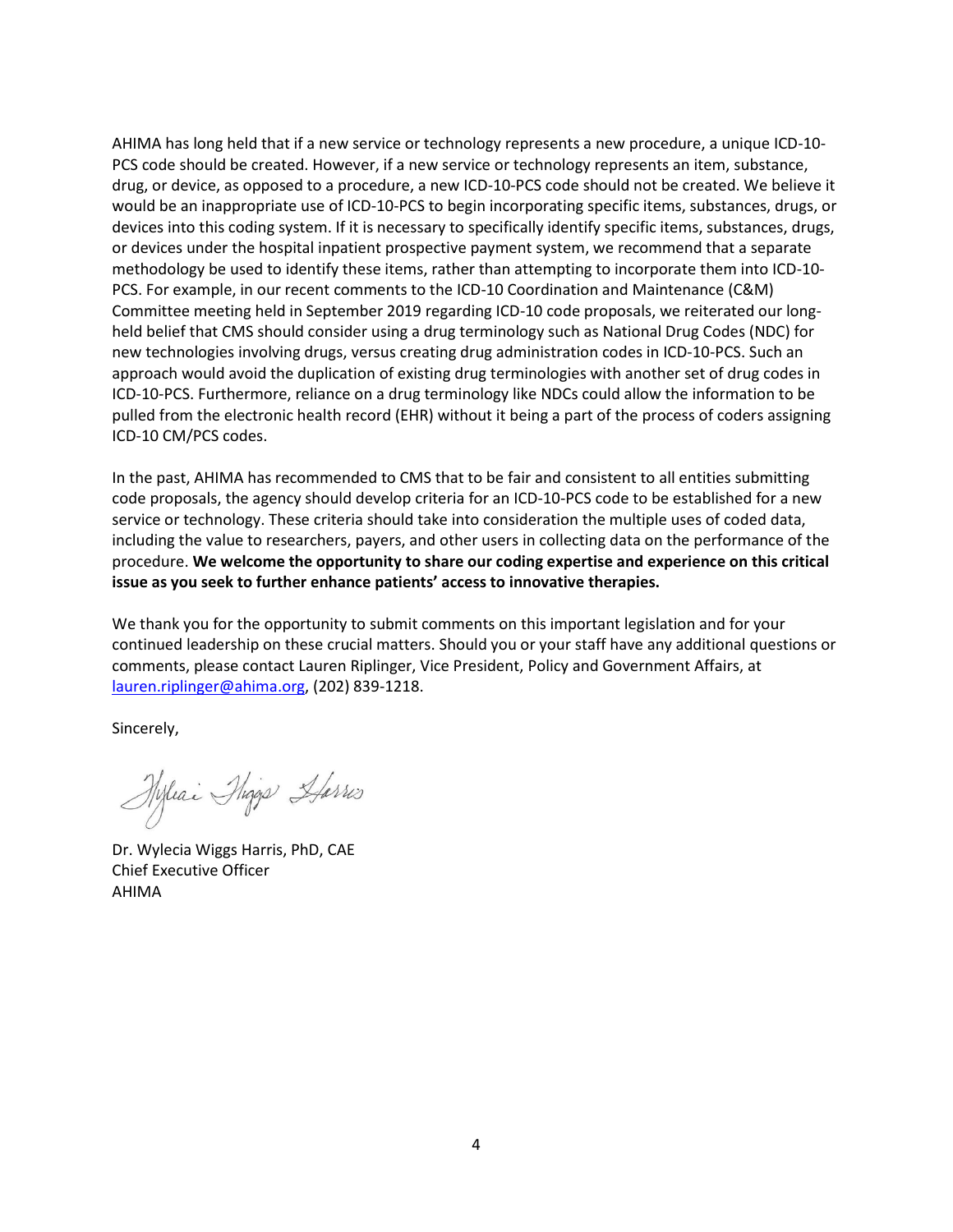AHIMA has long held that if a new service or technology represents a new procedure, a unique ICD-10-PCS code should be created. However, if a new service or technology represents an item, substance, drug, or device, as opposed to a procedure, a new ICD-10-PCS code should not be created. We believe it would be an inappropriate use of ICD-10-PCS to begin incorporating specific items, substances, drugs, or devices into this coding system. If it is necessary to specifically identify specific items, substances, drugs, or devices under the hospital inpatient prospective payment system, we recommend that a separate methodology be used to identify these items, rather than attempting to incorporate them into ICD-10-PCS. For example, in our recent comments to the ICD-10 Coordination and Maintenance (C&M) Committee meeting held in September 2019 regarding ICD-10 code proposals, we reiterated our long-held belief that CMS should consider using a drug terminology such as National Drug Codes (NDC) for new technologies involving drugs, versus creating drug administration codes in ICD-10-PCS. Such an approach would avoid the duplication of existing drug terminologies with another set of drug codes in ICD-10-PCS. Furthermore, reliance on a drug terminology like NDCs could allow the information to be pulled from the electronic health record (EHR) without it being a part of the process of coders assigning ICD-10 CM/PCS codes.

In the past, AHIMA has recommended to CMS that to be fair and consistent to all entities submitting code proposals, the agency should develop criteria for an ICD-10-PCS code to be established for a new service or technology. These criteria should take into consideration the multiple uses of coded data, including the value to researchers, payers, and other users in collecting data on the performance of the procedure. **We welcome the opportunity to share our coding expertise and experience on this critical issue as you seek to further enhance patients' access to innovative therapies.**

We thank you for the opportunity to submit comments on this important legislation and for your continued leadership on these crucial matters. Should you or your staff have any additional questions or comments, please contact Lauren Riplinger, Vice President, Policy and Government Affairs, at lauren.riplinger@ahima.org, (202) 839-1218.

Sincerely,

Dr. Wylecia Wiggs Harris, PhD, CAE
Chief Executive Officer
AHIMA